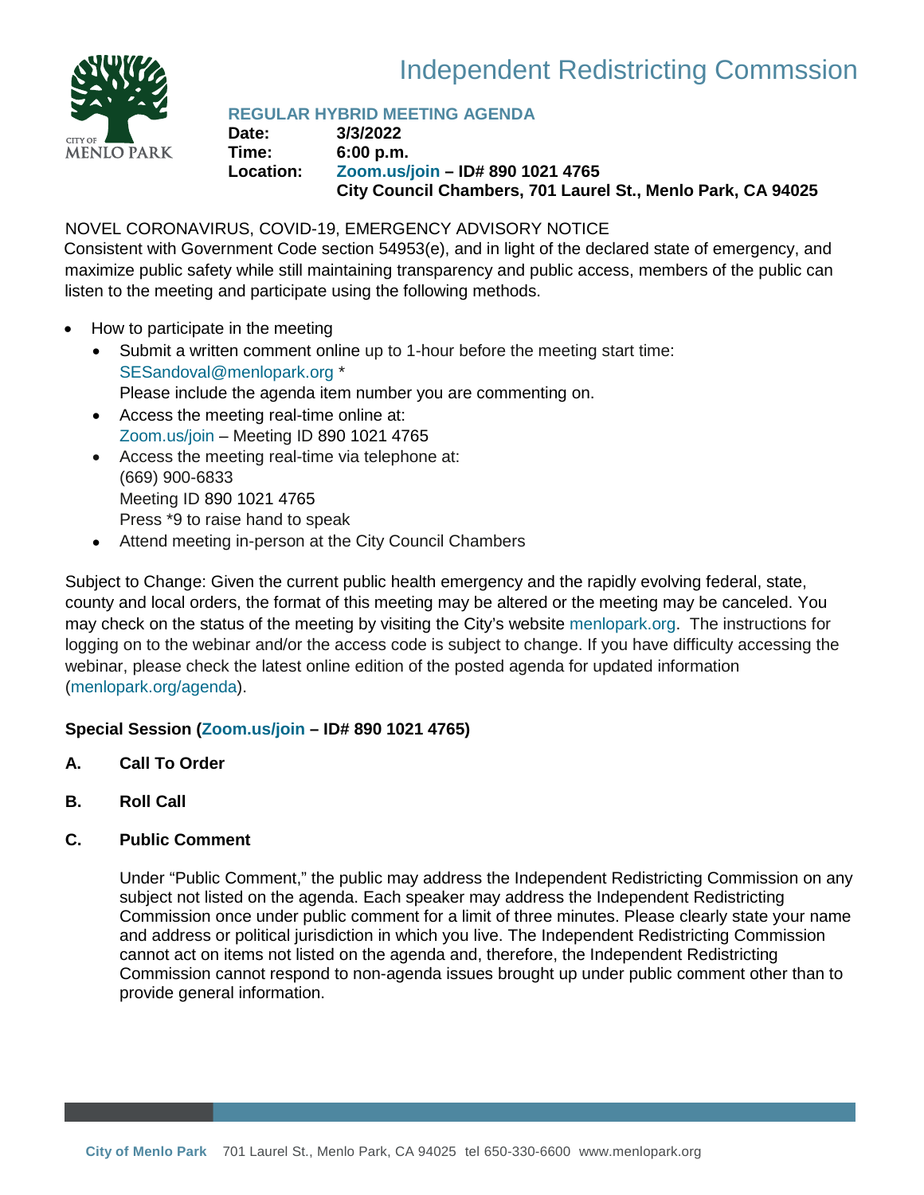# Independent Redistricting Commssion

## REGULAR HYBRID MEETING AGENDA

**Date:** 3/3/2022
**Time:** 6:00 p.m.
**Location:** Zoom.us/join – ID# 890 1021 4765
City Council Chambers, 701 Laurel St., Menlo Park, CA 94025

NOVEL CORONAVIRUS, COVID-19, EMERGENCY ADVISORY NOTICE

Consistent with Government Code section 54953(e), and in light of the declared state of emergency, and maximize public safety while still maintaining transparency and public access, members of the public can listen to the meeting and participate using the following methods.

- How to participate in the meeting
  - Submit a written comment online up to 1-hour before the meeting start time: SESandoval@menlopark.org *
    Please include the agenda item number you are commenting on.
  - Access the meeting real-time online at:
    Zoom.us/join – Meeting ID 890 1021 4765
  - Access the meeting real-time via telephone at:
    (669) 900-6833
    Meeting ID 890 1021 4765
    Press *9 to raise hand to speak
  - Attend meeting in-person at the City Council Chambers

Subject to Change: Given the current public health emergency and the rapidly evolving federal, state, county and local orders, the format of this meeting may be altered or the meeting may be canceled. You may check on the status of the meeting by visiting the City's website menlopark.org. The instructions for logging on to the webinar and/or the access code is subject to change. If you have difficulty accessing the webinar, please check the latest online edition of the posted agenda for updated information (menlopark.org/agenda).

**Special Session (Zoom.us/join – ID# 890 1021 4765)**

**A. Call To Order**

**B. Roll Call**

**C. Public Comment**

Under "Public Comment," the public may address the Independent Redistricting Commission on any subject not listed on the agenda. Each speaker may address the Independent Redistricting Commission once under public comment for a limit of three minutes. Please clearly state your name and address or political jurisdiction in which you live. The Independent Redistricting Commission cannot act on items not listed on the agenda and, therefore, the Independent Redistricting Commission cannot respond to non-agenda issues brought up under public comment other than to provide general information.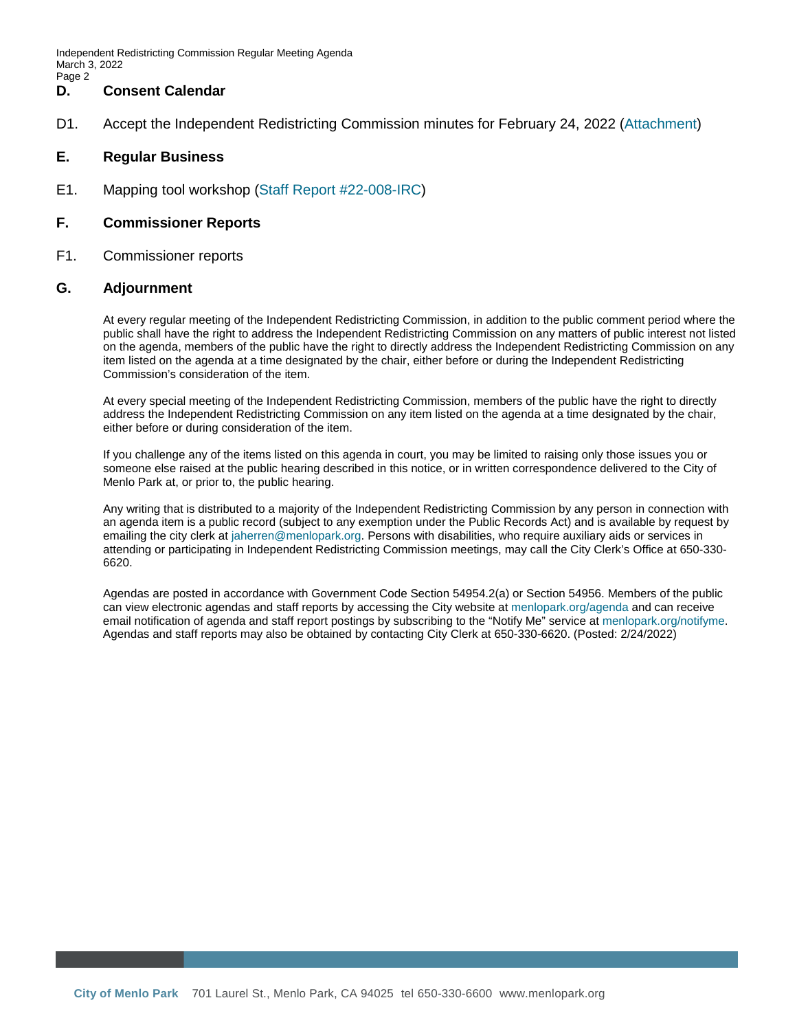## D. Consent Calendar

D1. Accept the Independent Redistricting Commission minutes for February 24, 2022 (Attachment)

## E. Regular Business

E1. Mapping tool workshop (Staff Report #22-008-IRC)

## F. Commissioner Reports

F1. Commissioner reports

## G. Adjournment

At every regular meeting of the Independent Redistricting Commission, in addition to the public comment period where the public shall have the right to address the Independent Redistricting Commission on any matters of public interest not listed on the agenda, members of the public have the right to directly address the Independent Redistricting Commission on any item listed on the agenda at a time designated by the chair, either before or during the Independent Redistricting Commission's consideration of the item.

At every special meeting of the Independent Redistricting Commission, members of the public have the right to directly address the Independent Redistricting Commission on any item listed on the agenda at a time designated by the chair, either before or during consideration of the item.

If you challenge any of the items listed on this agenda in court, you may be limited to raising only those issues you or someone else raised at the public hearing described in this notice, or in written correspondence delivered to the City of Menlo Park at, or prior to, the public hearing.

Any writing that is distributed to a majority of the Independent Redistricting Commission by any person in connection with an agenda item is a public record (subject to any exemption under the Public Records Act) and is available by request by emailing the city clerk at jaherren@menlopark.org. Persons with disabilities, who require auxiliary aids or services in attending or participating in Independent Redistricting Commission meetings, may call the City Clerk's Office at 650-330-6620.

Agendas are posted in accordance with Government Code Section 54954.2(a) or Section 54956. Members of the public can view electronic agendas and staff reports by accessing the City website at menlopark.org/agenda and can receive email notification of agenda and staff report postings by subscribing to the "Notify Me" service at menlopark.org/notifyme. Agendas and staff reports may also be obtained by contacting City Clerk at 650-330-6620. (Posted: 2/24/2022)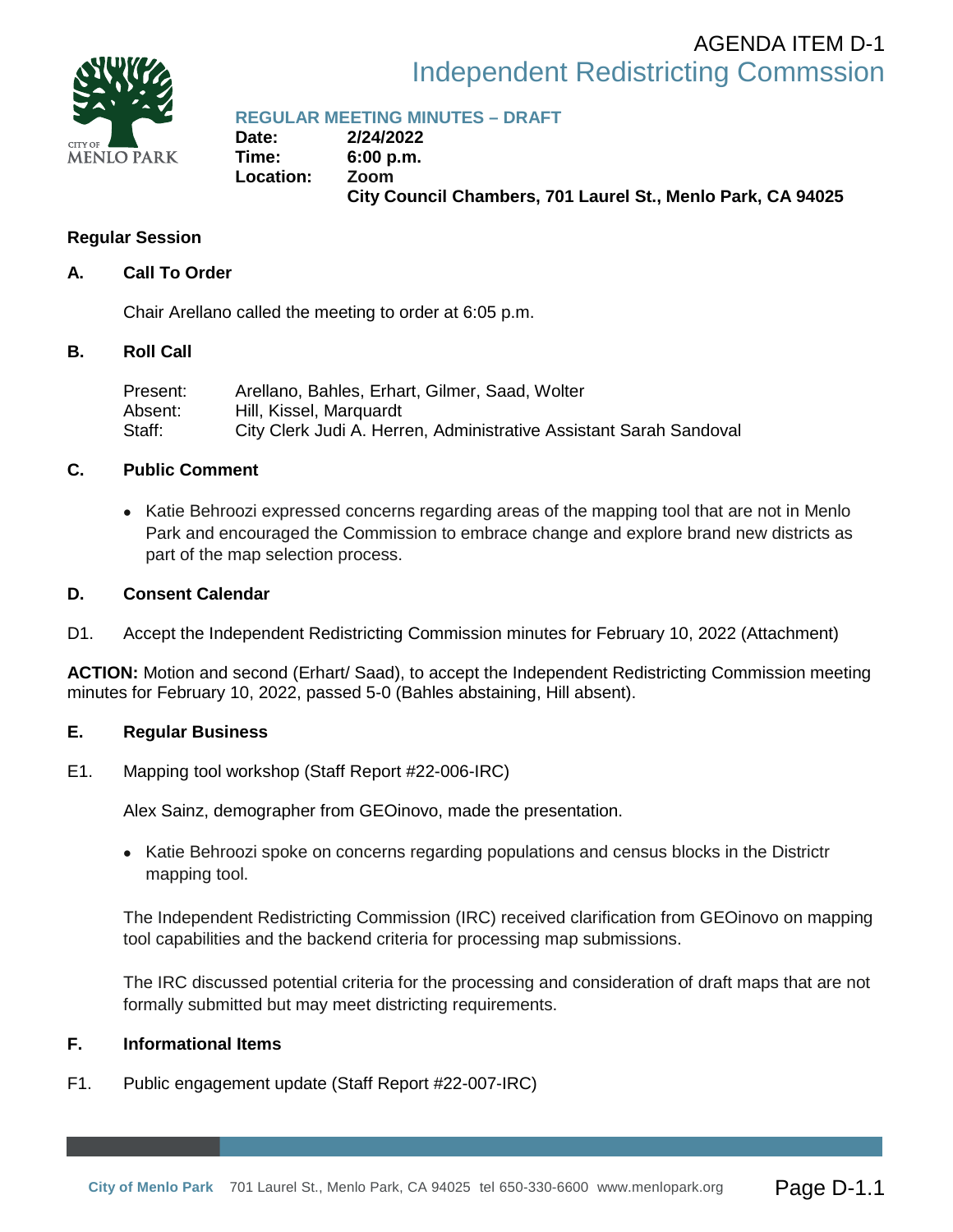AGENDA ITEM D-1

# Independent Redistricting Commssion

## REGULAR MEETING MINUTES – DRAFT

**Date:** 2/24/2022
**Time:** 6:00 p.m.
**Location:** Zoom
City Council Chambers, 701 Laurel St., Menlo Park, CA 94025

### Regular Session

**A. Call To Order**

Chair Arellano called the meeting to order at 6:05 p.m.

**B. Roll Call**

Present: Arellano, Bahles, Erhart, Gilmer, Saad, Wolter
Absent: Hill, Kissel, Marquardt
Staff: City Clerk Judi A. Herren, Administrative Assistant Sarah Sandoval

**C. Public Comment**

- Katie Behroozi expressed concerns regarding areas of the mapping tool that are not in Menlo Park and encouraged the Commission to embrace change and explore brand new districts as part of the map selection process.

**D. Consent Calendar**

D1. Accept the Independent Redistricting Commission minutes for February 10, 2022 (Attachment)

**ACTION:** Motion and second (Erhart/ Saad), to accept the Independent Redistricting Commission meeting minutes for February 10, 2022, passed 5-0 (Bahles abstaining, Hill absent).

**E. Regular Business**

E1. Mapping tool workshop (Staff Report #22-006-IRC)

Alex Sainz, demographer from GEOinovo, made the presentation.

- Katie Behroozi spoke on concerns regarding populations and census blocks in the Districtr mapping tool.

The Independent Redistricting Commission (IRC) received clarification from GEOinovo on mapping tool capabilities and the backend criteria for processing map submissions.

The IRC discussed potential criteria for the processing and consideration of draft maps that are not formally submitted but may meet districting requirements.

**F. Informational Items**

F1. Public engagement update (Staff Report #22-007-IRC)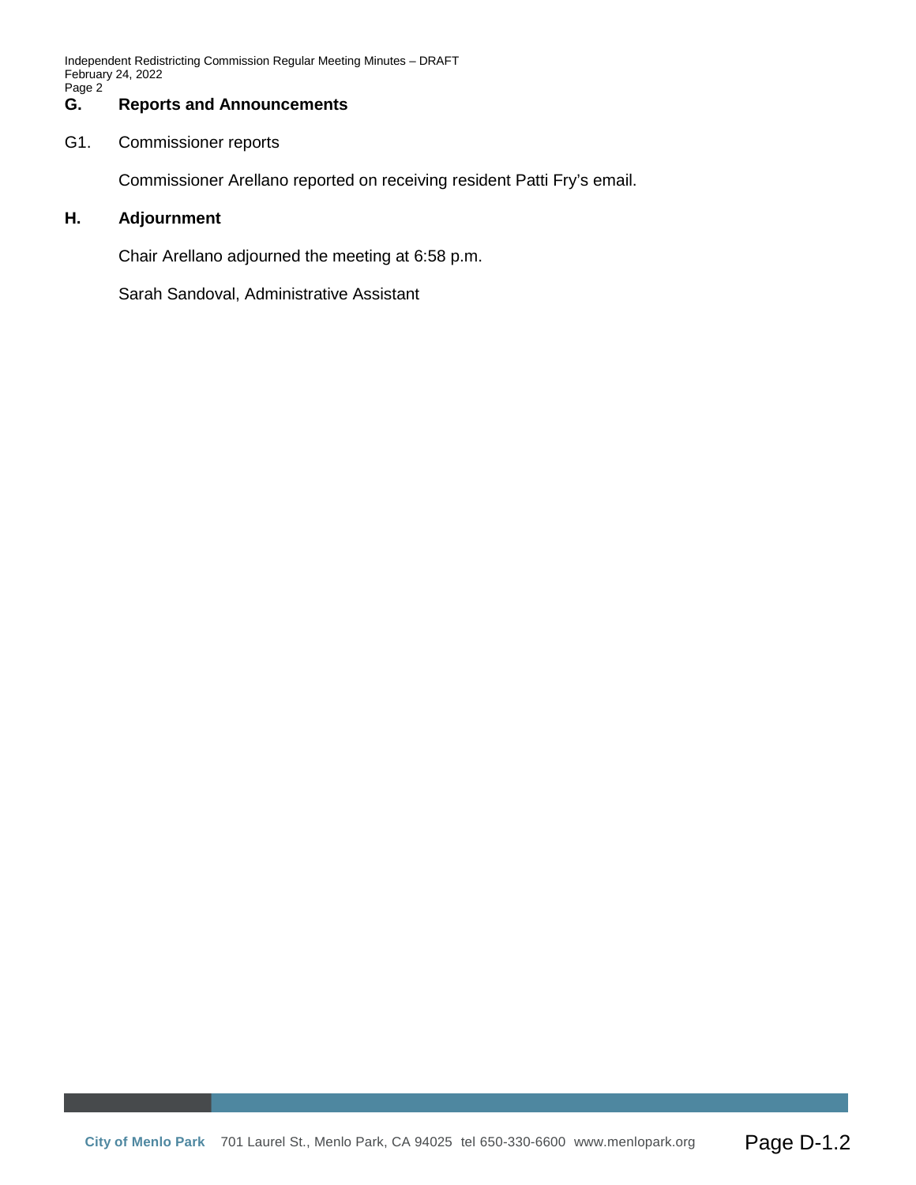## G. Reports and Announcements

G1. Commissioner reports

Commissioner Arellano reported on receiving resident Patti Fry's email.

## H. Adjournment

Chair Arellano adjourned the meeting at 6:58 p.m.

Sarah Sandoval, Administrative Assistant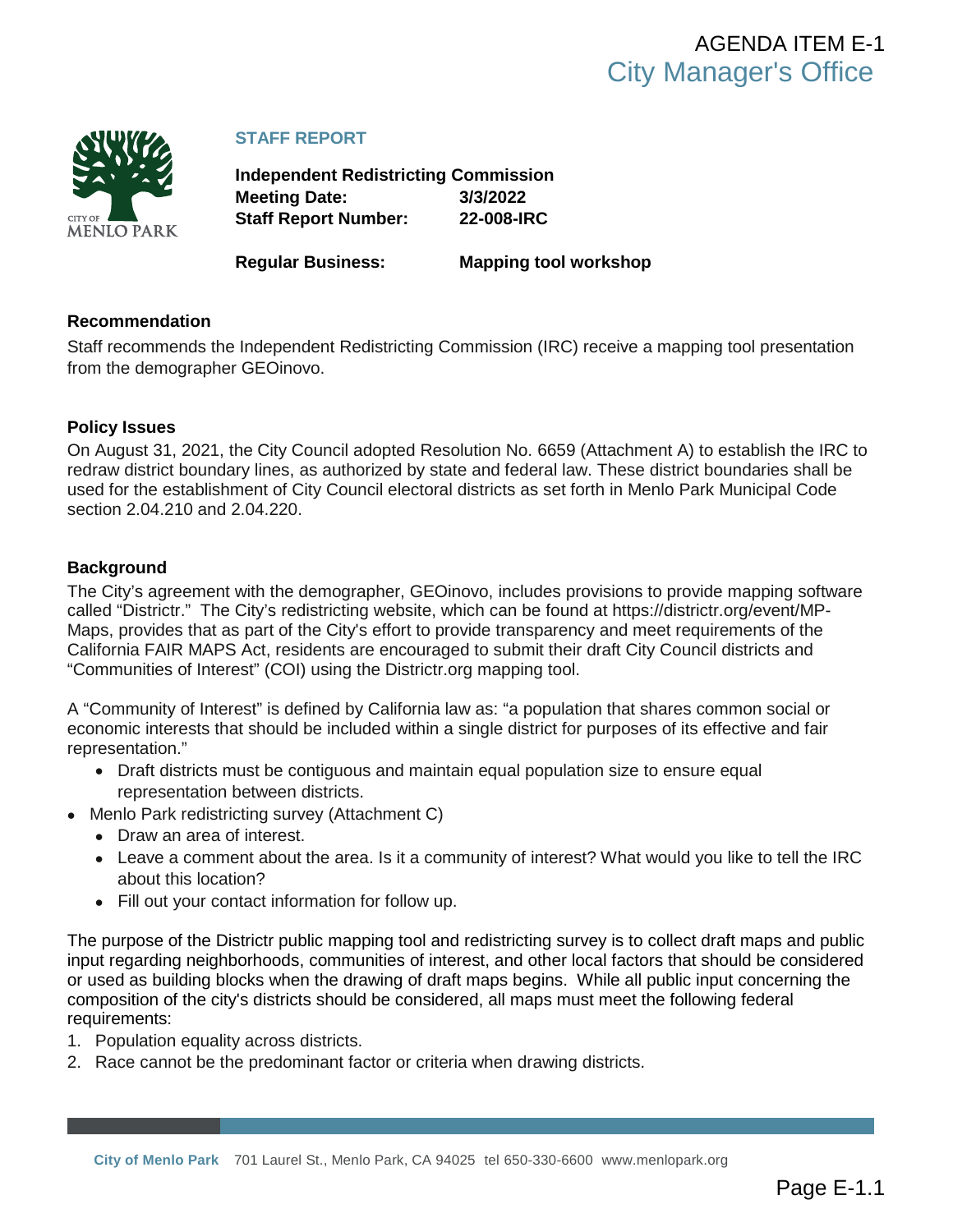AGENDA ITEM E-1
City Manager's Office

**STAFF REPORT**

**Independent Redistricting Commission**
**Meeting Date:** 3/3/2022
**Staff Report Number:** 22-008-IRC

**Regular Business:** Mapping tool workshop

### Recommendation

Staff recommends the Independent Redistricting Commission (IRC) receive a mapping tool presentation from the demographer GEOinovo.

### Policy Issues

On August 31, 2021, the City Council adopted Resolution No. 6659 (Attachment A) to establish the IRC to redraw district boundary lines, as authorized by state and federal law. These district boundaries shall be used for the establishment of City Council electoral districts as set forth in Menlo Park Municipal Code section 2.04.210 and 2.04.220.

### Background

The City's agreement with the demographer, GEOinovo, includes provisions to provide mapping software called "Districtr." The City's redistricting website, which can be found at https://districtr.org/event/MP-Maps, provides that as part of the City's effort to provide transparency and meet requirements of the California FAIR MAPS Act, residents are encouraged to submit their draft City Council districts and "Communities of Interest" (COI) using the Districtr.org mapping tool.

A "Community of Interest" is defined by California law as: "a population that shares common social or economic interests that should be included within a single district for purposes of its effective and fair representation."

  - Draft districts must be contiguous and maintain equal population size to ensure equal representation between districts.
- Menlo Park redistricting survey (Attachment C)
  - Draw an area of interest.
  - Leave a comment about the area. Is it a community of interest? What would you like to tell the IRC about this location?
  - Fill out your contact information for follow up.

The purpose of the Districtr public mapping tool and redistricting survey is to collect draft maps and public input regarding neighborhoods, communities of interest, and other local factors that should be considered or used as building blocks when the drawing of draft maps begins. While all public input concerning the composition of the city's districts should be considered, all maps must meet the following federal requirements:

1. Population equality across districts.
2. Race cannot be the predominant factor or criteria when drawing districts.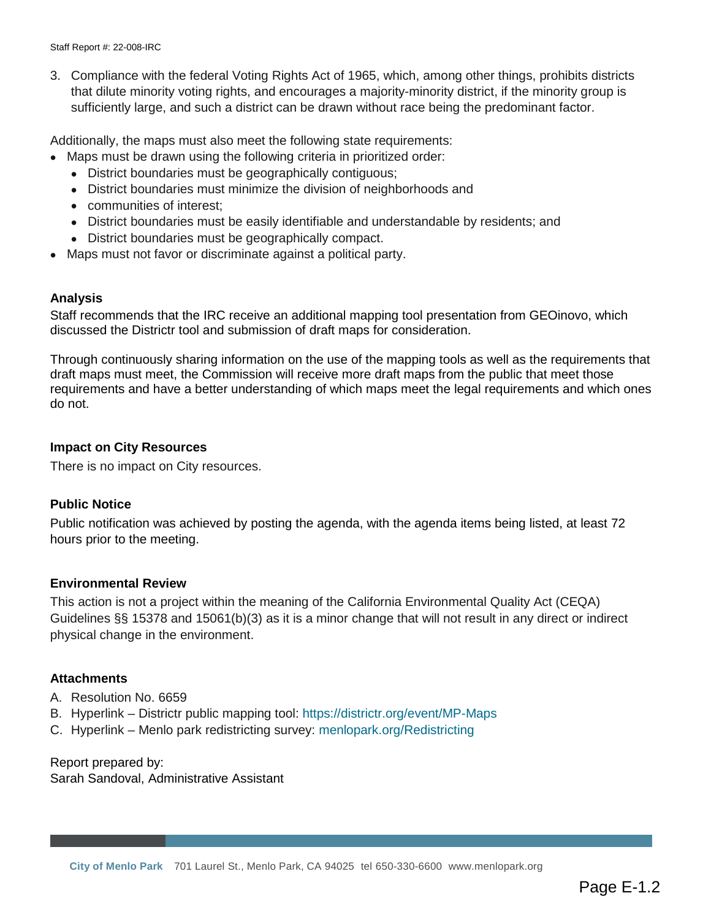3. Compliance with the federal Voting Rights Act of 1965, which, among other things, prohibits districts that dilute minority voting rights, and encourages a majority-minority district, if the minority group is sufficiently large, and such a district can be drawn without race being the predominant factor.

Additionally, the maps must also meet the following state requirements:

- Maps must be drawn using the following criteria in prioritized order:
  - District boundaries must be geographically contiguous;
  - District boundaries must minimize the division of neighborhoods and
  - communities of interest;
  - District boundaries must be easily identifiable and understandable by residents; and
  - District boundaries must be geographically compact.
- Maps must not favor or discriminate against a political party.

### Analysis

Staff recommends that the IRC receive an additional mapping tool presentation from GEOinovo, which discussed the Districtr tool and submission of draft maps for consideration.

Through continuously sharing information on the use of the mapping tools as well as the requirements that draft maps must meet, the Commission will receive more draft maps from the public that meet those requirements and have a better understanding of which maps meet the legal requirements and which ones do not.

### Impact on City Resources

There is no impact on City resources.

### Public Notice

Public notification was achieved by posting the agenda, with the agenda items being listed, at least 72 hours prior to the meeting.

### Environmental Review

This action is not a project within the meaning of the California Environmental Quality Act (CEQA) Guidelines §§ 15378 and 15061(b)(3) as it is a minor change that will not result in any direct or indirect physical change in the environment.

### Attachments

A. Resolution No. 6659
B. Hyperlink – Districtr public mapping tool: https://districtr.org/event/MP-Maps
C. Hyperlink – Menlo park redistricting survey: menlopark.org/Redistricting

Report prepared by:
Sarah Sandoval, Administrative Assistant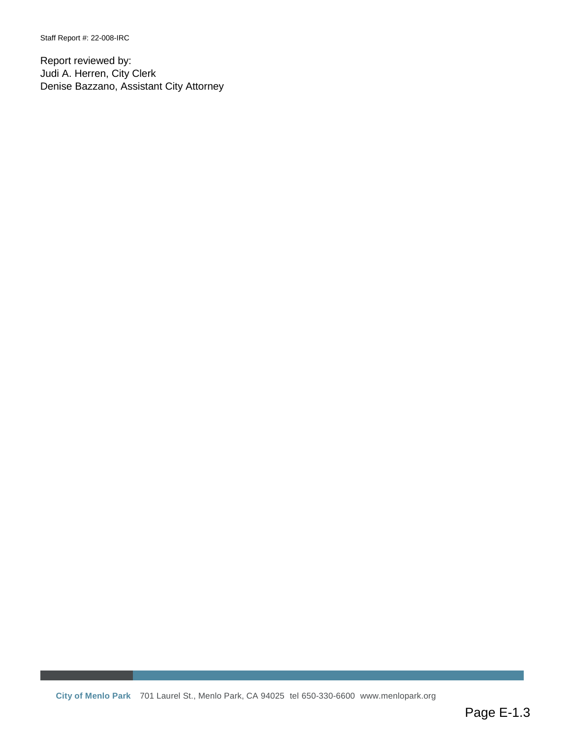Report reviewed by:
Judi A. Herren, City Clerk
Denise Bazzano, Assistant City Attorney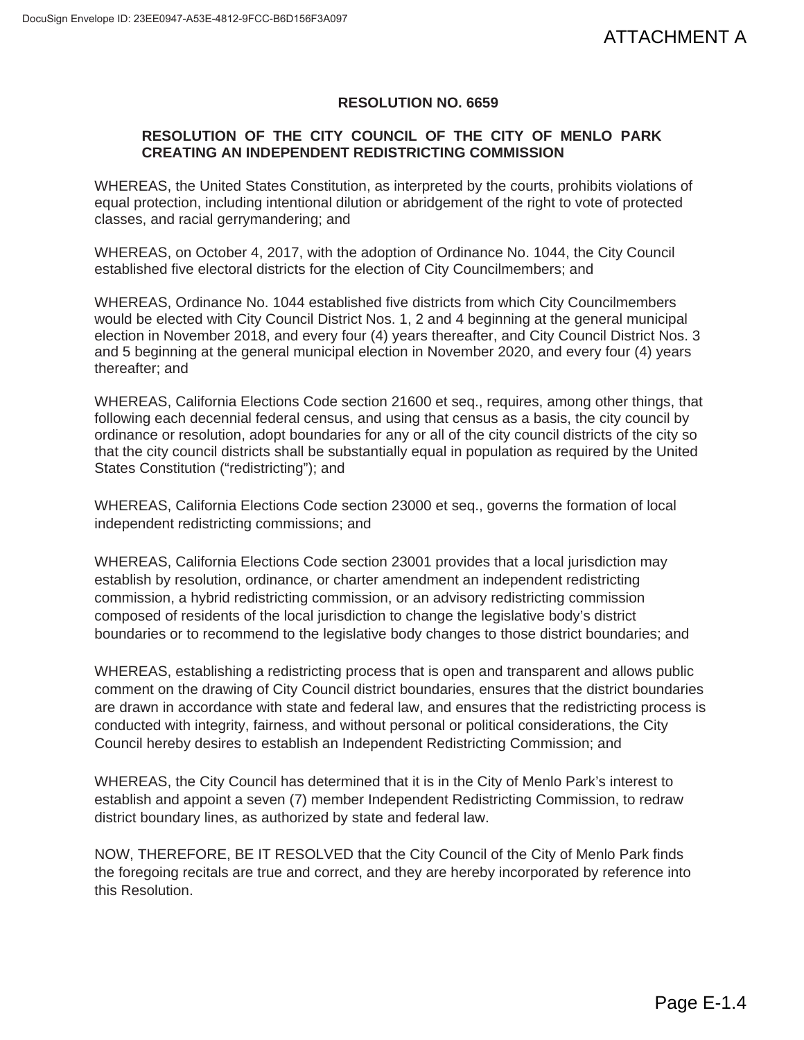ATTACHMENT A

**RESOLUTION NO. 6659**

**RESOLUTION OF THE CITY COUNCIL OF THE CITY OF MENLO PARK CREATING AN INDEPENDENT REDISTRICTING COMMISSION**

WHEREAS, the United States Constitution, as interpreted by the courts, prohibits violations of equal protection, including intentional dilution or abridgement of the right to vote of protected classes, and racial gerrymandering; and

WHEREAS, on October 4, 2017, with the adoption of Ordinance No. 1044, the City Council established five electoral districts for the election of City Councilmembers; and

WHEREAS, Ordinance No. 1044 established five districts from which City Councilmembers would be elected with City Council District Nos. 1, 2 and 4 beginning at the general municipal election in November 2018, and every four (4) years thereafter, and City Council District Nos. 3 and 5 beginning at the general municipal election in November 2020, and every four (4) years thereafter; and

WHEREAS, California Elections Code section 21600 et seq., requires, among other things, that following each decennial federal census, and using that census as a basis, the city council by ordinance or resolution, adopt boundaries for any or all of the city council districts of the city so that the city council districts shall be substantially equal in population as required by the United States Constitution ("redistricting"); and

WHEREAS, California Elections Code section 23000 et seq., governs the formation of local independent redistricting commissions; and

WHEREAS, California Elections Code section 23001 provides that a local jurisdiction may establish by resolution, ordinance, or charter amendment an independent redistricting commission, a hybrid redistricting commission, or an advisory redistricting commission composed of residents of the local jurisdiction to change the legislative body's district boundaries or to recommend to the legislative body changes to those district boundaries; and

WHEREAS, establishing a redistricting process that is open and transparent and allows public comment on the drawing of City Council district boundaries, ensures that the district boundaries are drawn in accordance with state and federal law, and ensures that the redistricting process is conducted with integrity, fairness, and without personal or political considerations, the City Council hereby desires to establish an Independent Redistricting Commission; and

WHEREAS, the City Council has determined that it is in the City of Menlo Park's interest to establish and appoint a seven (7) member Independent Redistricting Commission, to redraw district boundary lines, as authorized by state and federal law.

NOW, THEREFORE, BE IT RESOLVED that the City Council of the City of Menlo Park finds the foregoing recitals are true and correct, and they are hereby incorporated by reference into this Resolution.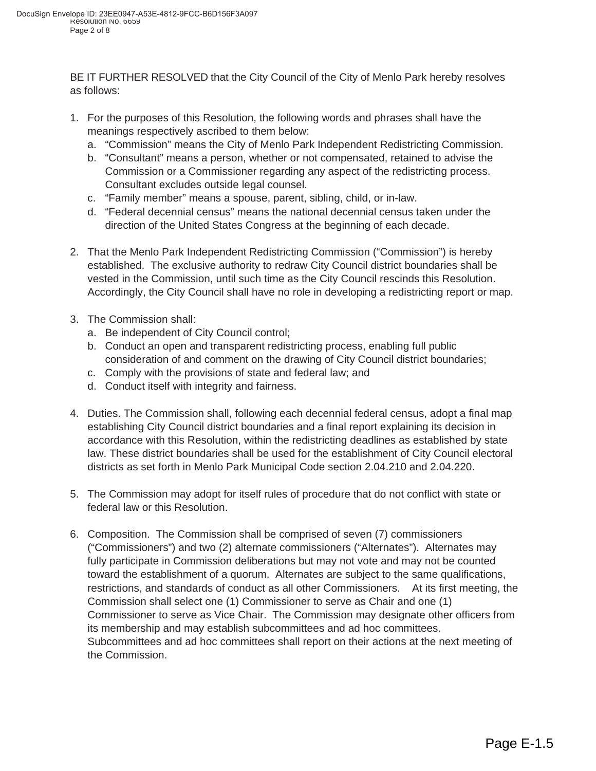BE IT FURTHER RESOLVED that the City Council of the City of Menlo Park hereby resolves as follows:

1. For the purposes of this Resolution, the following words and phrases shall have the meanings respectively ascribed to them below:
   a. "Commission" means the City of Menlo Park Independent Redistricting Commission.
   b. "Consultant" means a person, whether or not compensated, retained to advise the Commission or a Commissioner regarding any aspect of the redistricting process. Consultant excludes outside legal counsel.
   c. "Family member" means a spouse, parent, sibling, child, or in-law.
   d. "Federal decennial census" means the national decennial census taken under the direction of the United States Congress at the beginning of each decade.

2. That the Menlo Park Independent Redistricting Commission ("Commission") is hereby established. The exclusive authority to redraw City Council district boundaries shall be vested in the Commission, until such time as the City Council rescinds this Resolution. Accordingly, the City Council shall have no role in developing a redistricting report or map.

3. The Commission shall:
   a. Be independent of City Council control;
   b. Conduct an open and transparent redistricting process, enabling full public consideration of and comment on the drawing of City Council district boundaries;
   c. Comply with the provisions of state and federal law; and
   d. Conduct itself with integrity and fairness.

4. Duties. The Commission shall, following each decennial federal census, adopt a final map establishing City Council district boundaries and a final report explaining its decision in accordance with this Resolution, within the redistricting deadlines as established by state law. These district boundaries shall be used for the establishment of City Council electoral districts as set forth in Menlo Park Municipal Code section 2.04.210 and 2.04.220.

5. The Commission may adopt for itself rules of procedure that do not conflict with state or federal law or this Resolution.

6. Composition. The Commission shall be comprised of seven (7) commissioners ("Commissioners") and two (2) alternate commissioners ("Alternates"). Alternates may fully participate in Commission deliberations but may not vote and may not be counted toward the establishment of a quorum. Alternates are subject to the same qualifications, restrictions, and standards of conduct as all other Commissioners. At its first meeting, the Commission shall select one (1) Commissioner to serve as Chair and one (1) Commissioner to serve as Vice Chair. The Commission may designate other officers from its membership and may establish subcommittees and ad hoc committees. Subcommittees and ad hoc committees shall report on their actions at the next meeting of the Commission.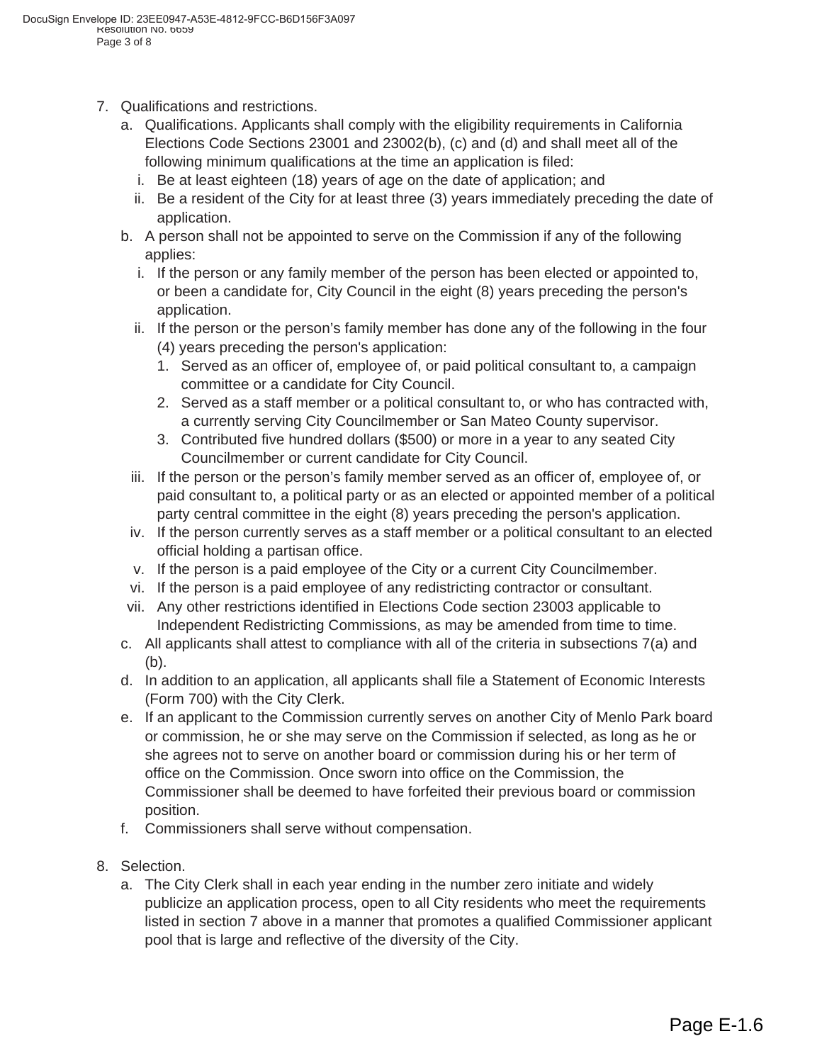7. Qualifications and restrictions.
   a. Qualifications. Applicants shall comply with the eligibility requirements in California Elections Code Sections 23001 and 23002(b), (c) and (d) and shall meet all of the following minimum qualifications at the time an application is filed:
      i. Be at least eighteen (18) years of age on the date of application; and
      ii. Be a resident of the City for at least three (3) years immediately preceding the date of application.
   b. A person shall not be appointed to serve on the Commission if any of the following applies:
      i. If the person or any family member of the person has been elected or appointed to, or been a candidate for, City Council in the eight (8) years preceding the person's application.
      ii. If the person or the person's family member has done any of the following in the four (4) years preceding the person's application:
         1. Served as an officer of, employee of, or paid political consultant to, a campaign committee or a candidate for City Council.
         2. Served as a staff member or a political consultant to, or who has contracted with, a currently serving City Councilmember or San Mateo County supervisor.
         3. Contributed five hundred dollars ($500) or more in a year to any seated City Councilmember or current candidate for City Council.
      iii. If the person or the person's family member served as an officer of, employee of, or paid consultant to, a political party or as an elected or appointed member of a political party central committee in the eight (8) years preceding the person's application.
      iv. If the person currently serves as a staff member or a political consultant to an elected official holding a partisan office.
      v. If the person is a paid employee of the City or a current City Councilmember.
      vi. If the person is a paid employee of any redistricting contractor or consultant.
      vii. Any other restrictions identified in Elections Code section 23003 applicable to Independent Redistricting Commissions, as may be amended from time to time.
   c. All applicants shall attest to compliance with all of the criteria in subsections 7(a) and (b).
   d. In addition to an application, all applicants shall file a Statement of Economic Interests (Form 700) with the City Clerk.
   e. If an applicant to the Commission currently serves on another City of Menlo Park board or commission, he or she may serve on the Commission if selected, as long as he or she agrees not to serve on another board or commission during his or her term of office on the Commission. Once sworn into office on the Commission, the Commissioner shall be deemed to have forfeited their previous board or commission position.
   f. Commissioners shall serve without compensation.

8. Selection.
   a. The City Clerk shall in each year ending in the number zero initiate and widely publicize an application process, open to all City residents who meet the requirements listed in section 7 above in a manner that promotes a qualified Commissioner applicant pool that is large and reflective of the diversity of the City.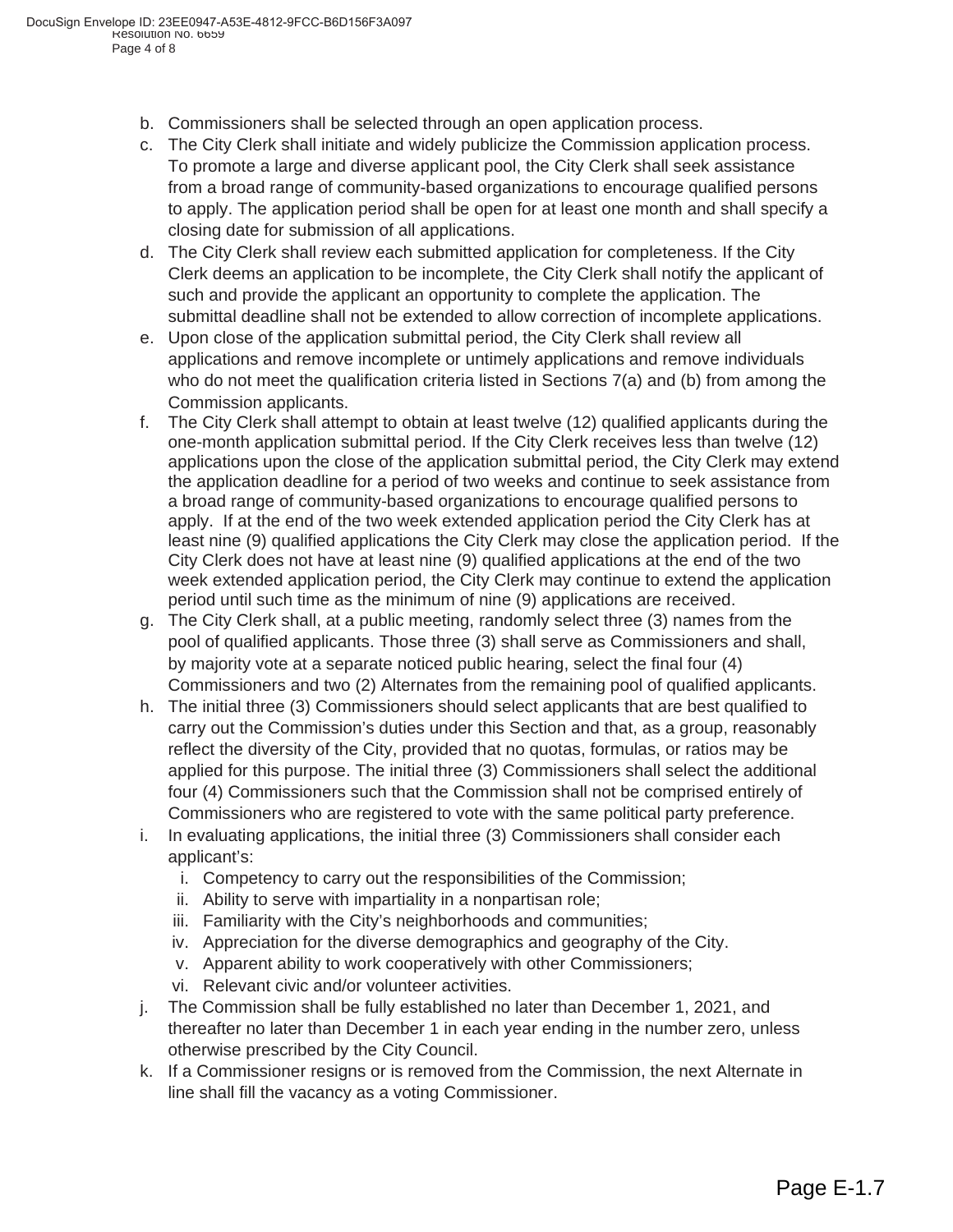b. Commissioners shall be selected through an open application process.
c. The City Clerk shall initiate and widely publicize the Commission application process. To promote a large and diverse applicant pool, the City Clerk shall seek assistance from a broad range of community-based organizations to encourage qualified persons to apply. The application period shall be open for at least one month and shall specify a closing date for submission of all applications.
d. The City Clerk shall review each submitted application for completeness. If the City Clerk deems an application to be incomplete, the City Clerk shall notify the applicant of such and provide the applicant an opportunity to complete the application. The submittal deadline shall not be extended to allow correction of incomplete applications.
e. Upon close of the application submittal period, the City Clerk shall review all applications and remove incomplete or untimely applications and remove individuals who do not meet the qualification criteria listed in Sections 7(a) and (b) from among the Commission applicants.
f. The City Clerk shall attempt to obtain at least twelve (12) qualified applicants during the one-month application submittal period. If the City Clerk receives less than twelve (12) applications upon the close of the application submittal period, the City Clerk may extend the application deadline for a period of two weeks and continue to seek assistance from a broad range of community-based organizations to encourage qualified persons to apply. If at the end of the two week extended application period the City Clerk has at least nine (9) qualified applications the City Clerk may close the application period. If the City Clerk does not have at least nine (9) qualified applications at the end of the two week extended application period, the City Clerk may continue to extend the application period until such time as the minimum of nine (9) applications are received.
g. The City Clerk shall, at a public meeting, randomly select three (3) names from the pool of qualified applicants. Those three (3) shall serve as Commissioners and shall, by majority vote at a separate noticed public hearing, select the final four (4) Commissioners and two (2) Alternates from the remaining pool of qualified applicants.
h. The initial three (3) Commissioners should select applicants that are best qualified to carry out the Commission's duties under this Section and that, as a group, reasonably reflect the diversity of the City, provided that no quotas, formulas, or ratios may be applied for this purpose. The initial three (3) Commissioners shall select the additional four (4) Commissioners such that the Commission shall not be comprised entirely of Commissioners who are registered to vote with the same political party preference.
i. In evaluating applications, the initial three (3) Commissioners shall consider each applicant's:
   i. Competency to carry out the responsibilities of the Commission;
   ii. Ability to serve with impartiality in a nonpartisan role;
   iii. Familiarity with the City's neighborhoods and communities;
   iv. Appreciation for the diverse demographics and geography of the City.
   v. Apparent ability to work cooperatively with other Commissioners;
   vi. Relevant civic and/or volunteer activities.
j. The Commission shall be fully established no later than December 1, 2021, and thereafter no later than December 1 in each year ending in the number zero, unless otherwise prescribed by the City Council.
k. If a Commissioner resigns or is removed from the Commission, the next Alternate in line shall fill the vacancy as a voting Commissioner.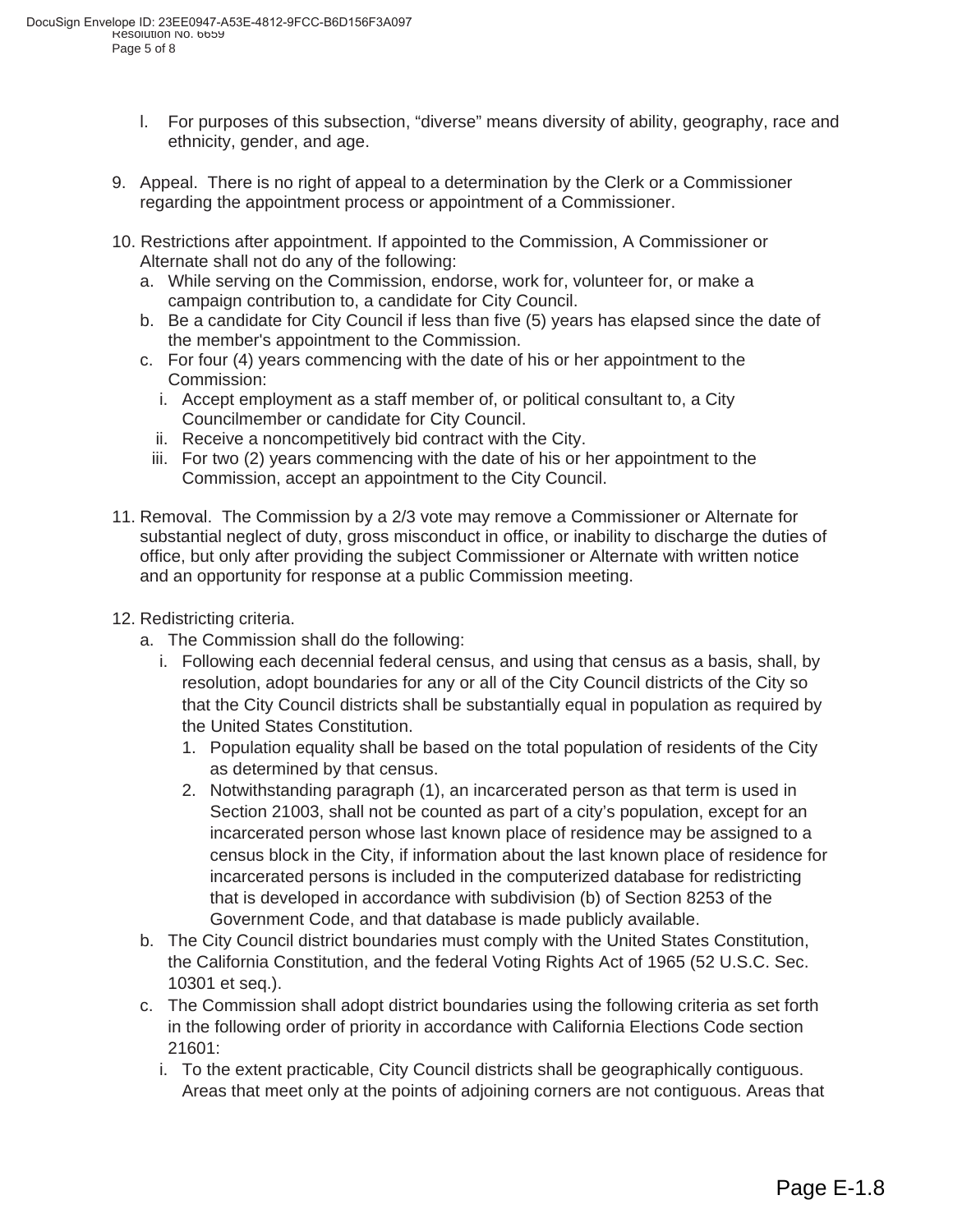l. For purposes of this subsection, “diverse” means diversity of ability, geography, race and ethnicity, gender, and age.

9. Appeal. There is no right of appeal to a determination by the Clerk or a Commissioner regarding the appointment process or appointment of a Commissioner.

10. Restrictions after appointment. If appointed to the Commission, A Commissioner or Alternate shall not do any of the following:
    a. While serving on the Commission, endorse, work for, volunteer for, or make a campaign contribution to, a candidate for City Council.
    b. Be a candidate for City Council if less than five (5) years has elapsed since the date of the member's appointment to the Commission.
    c. For four (4) years commencing with the date of his or her appointment to the Commission:
        i. Accept employment as a staff member of, or political consultant to, a City Councilmember or candidate for City Council.
        ii. Receive a noncompetitively bid contract with the City.
        iii. For two (2) years commencing with the date of his or her appointment to the Commission, accept an appointment to the City Council.

11. Removal. The Commission by a 2/3 vote may remove a Commissioner or Alternate for substantial neglect of duty, gross misconduct in office, or inability to discharge the duties of office, but only after providing the subject Commissioner or Alternate with written notice and an opportunity for response at a public Commission meeting.

12. Redistricting criteria.
    a. The Commission shall do the following:
        i. Following each decennial federal census, and using that census as a basis, shall, by resolution, adopt boundaries for any or all of the City Council districts of the City so that the City Council districts shall be substantially equal in population as required by the United States Constitution.
            1. Population equality shall be based on the total population of residents of the City as determined by that census.
            2. Notwithstanding paragraph (1), an incarcerated person as that term is used in Section 21003, shall not be counted as part of a city’s population, except for an incarcerated person whose last known place of residence may be assigned to a census block in the City, if information about the last known place of residence for incarcerated persons is included in the computerized database for redistricting that is developed in accordance with subdivision (b) of Section 8253 of the Government Code, and that database is made publicly available.
    b. The City Council district boundaries must comply with the United States Constitution, the California Constitution, and the federal Voting Rights Act of 1965 (52 U.S.C. Sec. 10301 et seq.).
    c. The Commission shall adopt district boundaries using the following criteria as set forth in the following order of priority in accordance with California Elections Code section 21601:
        i. To the extent practicable, City Council districts shall be geographically contiguous. Areas that meet only at the points of adjoining corners are not contiguous. Areas that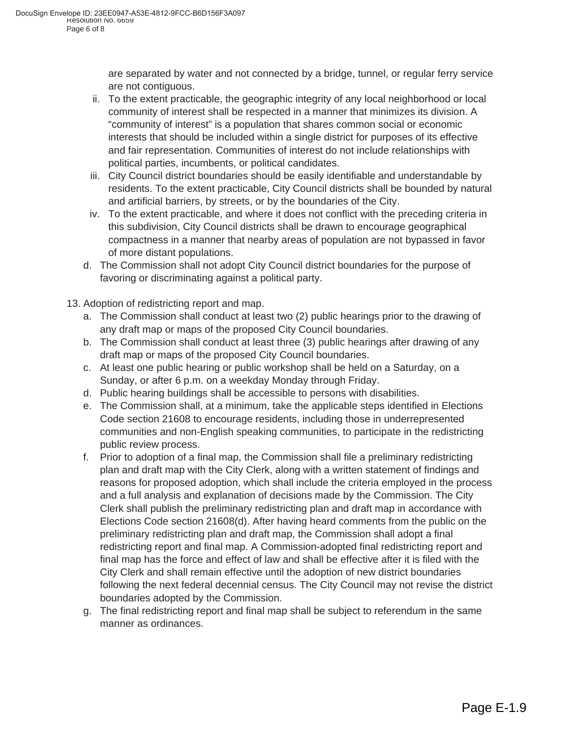are separated by water and not connected by a bridge, tunnel, or regular ferry service are not contiguous.

ii. To the extent practicable, the geographic integrity of any local neighborhood or local community of interest shall be respected in a manner that minimizes its division. A "community of interest" is a population that shares common social or economic interests that should be included within a single district for purposes of its effective and fair representation. Communities of interest do not include relationships with political parties, incumbents, or political candidates.

iii. City Council district boundaries should be easily identifiable and understandable by residents. To the extent practicable, City Council districts shall be bounded by natural and artificial barriers, by streets, or by the boundaries of the City.

iv. To the extent practicable, and where it does not conflict with the preceding criteria in this subdivision, City Council districts shall be drawn to encourage geographical compactness in a manner that nearby areas of population are not bypassed in favor of more distant populations.

d. The Commission shall not adopt City Council district boundaries for the purpose of favoring or discriminating against a political party.

13. Adoption of redistricting report and map.

a. The Commission shall conduct at least two (2) public hearings prior to the drawing of any draft map or maps of the proposed City Council boundaries.

b. The Commission shall conduct at least three (3) public hearings after drawing of any draft map or maps of the proposed City Council boundaries.

c. At least one public hearing or public workshop shall be held on a Saturday, on a Sunday, or after 6 p.m. on a weekday Monday through Friday.

d. Public hearing buildings shall be accessible to persons with disabilities.

e. The Commission shall, at a minimum, take the applicable steps identified in Elections Code section 21608 to encourage residents, including those in underrepresented communities and non-English speaking communities, to participate in the redistricting public review process.

f. Prior to adoption of a final map, the Commission shall file a preliminary redistricting plan and draft map with the City Clerk, along with a written statement of findings and reasons for proposed adoption, which shall include the criteria employed in the process and a full analysis and explanation of decisions made by the Commission. The City Clerk shall publish the preliminary redistricting plan and draft map in accordance with Elections Code section 21608(d). After having heard comments from the public on the preliminary redistricting plan and draft map, the Commission shall adopt a final redistricting report and final map. A Commission-adopted final redistricting report and final map has the force and effect of law and shall be effective after it is filed with the City Clerk and shall remain effective until the adoption of new district boundaries following the next federal decennial census. The City Council may not revise the district boundaries adopted by the Commission.

g. The final redistricting report and final map shall be subject to referendum in the same manner as ordinances.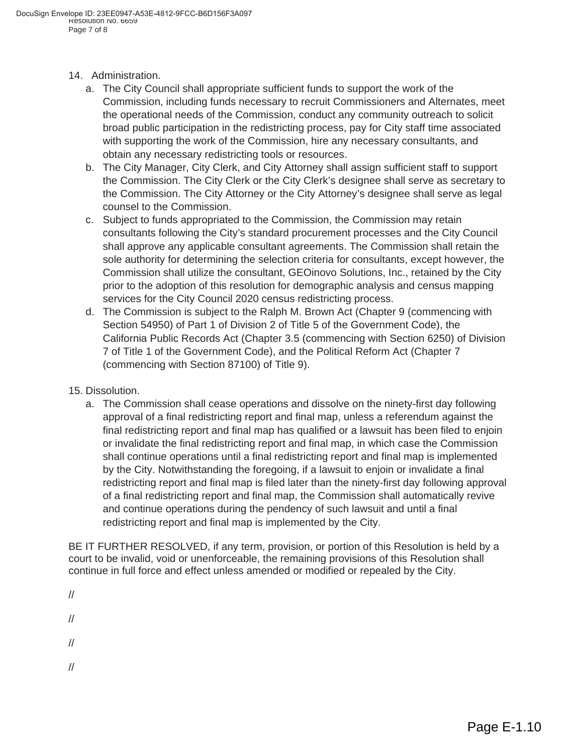14. Administration.
    a. The City Council shall appropriate sufficient funds to support the work of the Commission, including funds necessary to recruit Commissioners and Alternates, meet the operational needs of the Commission, conduct any community outreach to solicit broad public participation in the redistricting process, pay for City staff time associated with supporting the work of the Commission, hire any necessary consultants, and obtain any necessary redistricting tools or resources.
    b. The City Manager, City Clerk, and City Attorney shall assign sufficient staff to support the Commission. The City Clerk or the City Clerk's designee shall serve as secretary to the Commission. The City Attorney or the City Attorney's designee shall serve as legal counsel to the Commission.
    c. Subject to funds appropriated to the Commission, the Commission may retain consultants following the City's standard procurement processes and the City Council shall approve any applicable consultant agreements. The Commission shall retain the sole authority for determining the selection criteria for consultants, except however, the Commission shall utilize the consultant, GEOinovo Solutions, Inc., retained by the City prior to the adoption of this resolution for demographic analysis and census mapping services for the City Council 2020 census redistricting process.
    d. The Commission is subject to the Ralph M. Brown Act (Chapter 9 (commencing with Section 54950) of Part 1 of Division 2 of Title 5 of the Government Code), the California Public Records Act (Chapter 3.5 (commencing with Section 6250) of Division 7 of Title 1 of the Government Code), and the Political Reform Act (Chapter 7 (commencing with Section 87100) of Title 9).

15. Dissolution.
    a. The Commission shall cease operations and dissolve on the ninety-first day following approval of a final redistricting report and final map, unless a referendum against the final redistricting report and final map has qualified or a lawsuit has been filed to enjoin or invalidate the final redistricting report and final map, in which case the Commission shall continue operations until a final redistricting report and final map is implemented by the City. Notwithstanding the foregoing, if a lawsuit to enjoin or invalidate a final redistricting report and final map is filed later than the ninety-first day following approval of a final redistricting report and final map, the Commission shall automatically revive and continue operations during the pendency of such lawsuit and until a final redistricting report and final map is implemented by the City.

BE IT FURTHER RESOLVED, if any term, provision, or portion of this Resolution is held by a court to be invalid, void or unenforceable, the remaining provisions of this Resolution shall continue in full force and effect unless amended or modified or repealed by the City.

//

//

//

//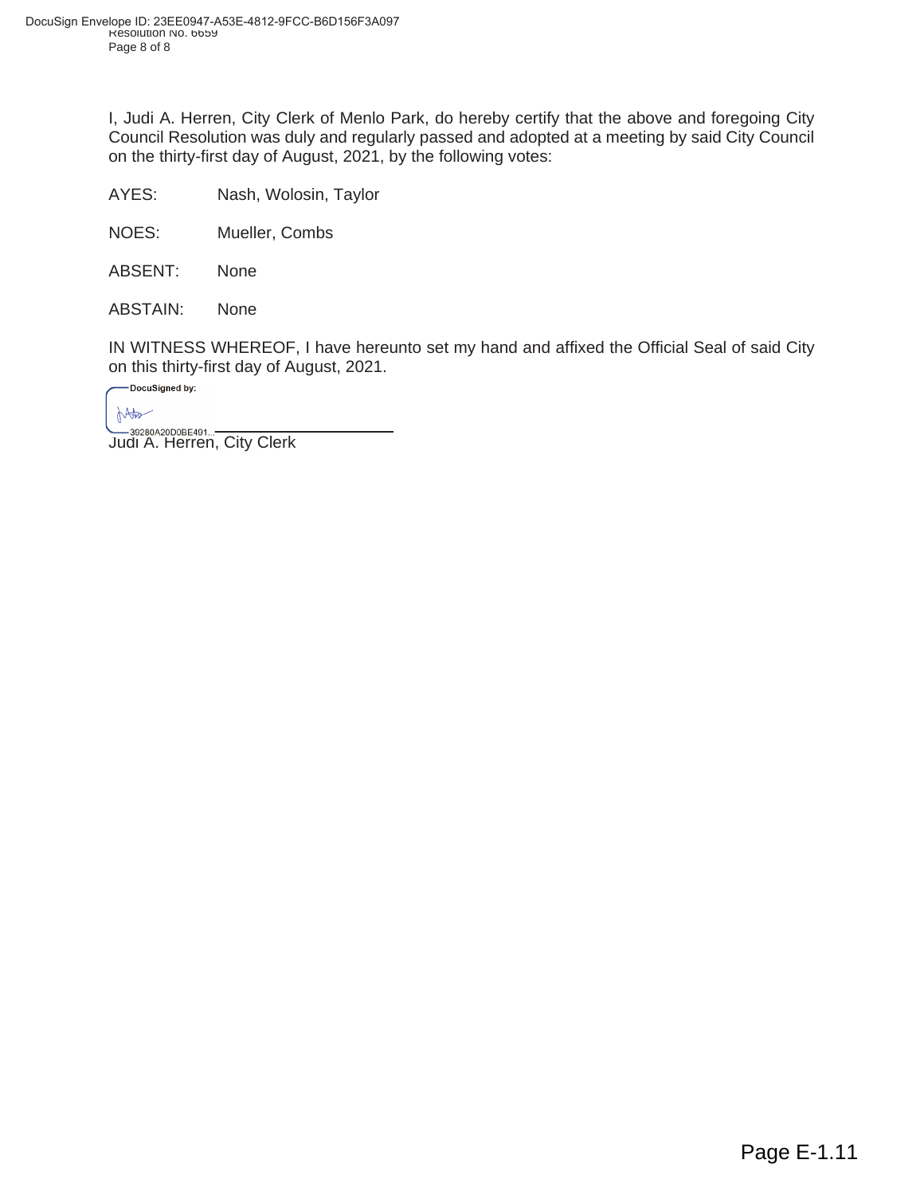I, Judi A. Herren, City Clerk of Menlo Park, do hereby certify that the above and foregoing City Council Resolution was duly and regularly passed and adopted at a meeting by said City Council on the thirty-first day of August, 2021, by the following votes:

AYES: Nash, Wolosin, Taylor

NOES: Mueller, Combs

ABSENT: None

ABSTAIN: None

IN WITNESS WHEREOF, I have hereunto set my hand and affixed the Official Seal of said City on this thirty-first day of August, 2021.

DocuSigned by:

39280A20D0BE491...

Judi A. Herren, City Clerk